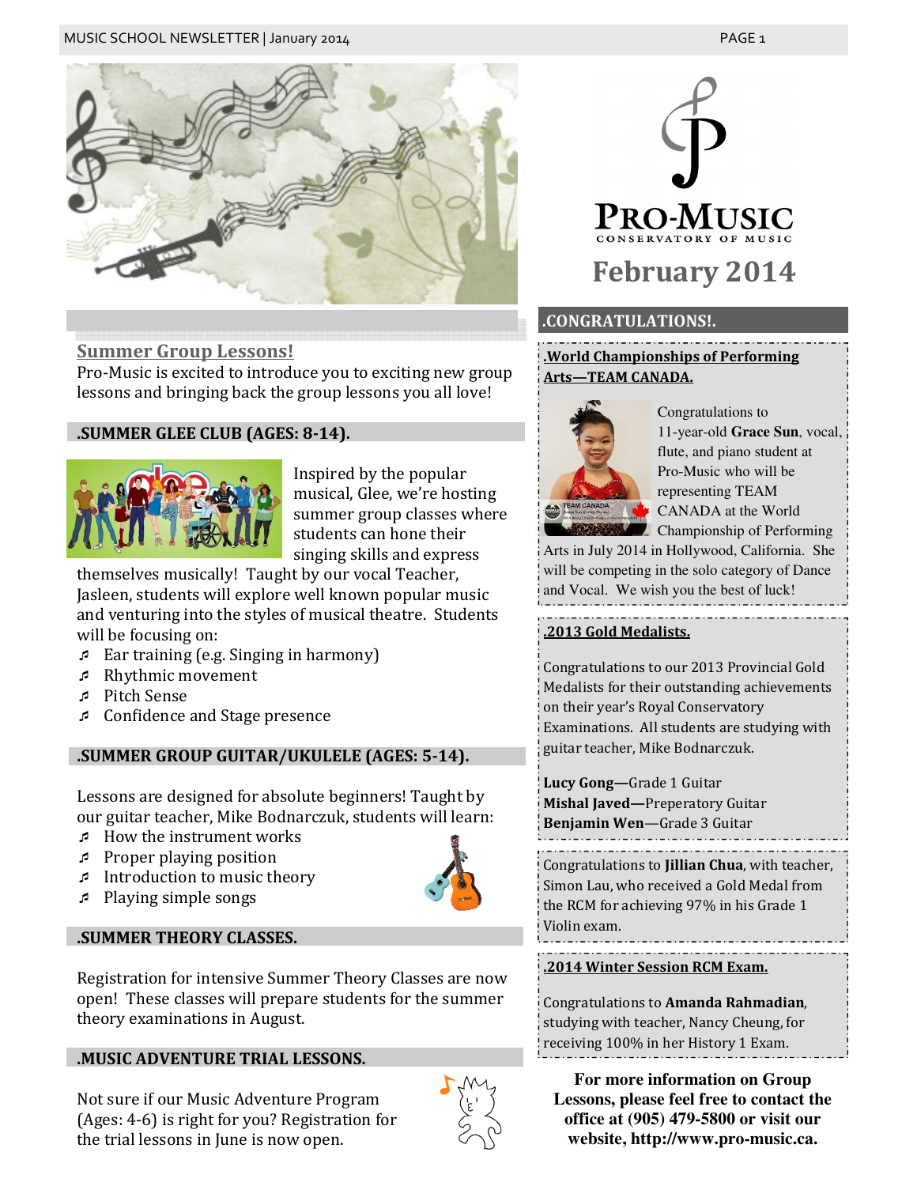# Pro-Music Conservatory of Music

## February 2014

## Summer Group Lessons!

Pro-Music is excited to introduce you to exciting new group lessons and bringing back the group lessons you all love!

### .SUMMER GLEE CLUB (AGES: 8-14).

Inspired by the popular musical, Glee, we're hosting summer group classes where students can hone their singing skills and express themselves musically! Taught by our vocal Teacher, Jasleen, students will explore well known popular music and venturing into the styles of musical theatre. Students will be focusing on:

- Ear training (e.g. Singing in harmony)
- Rhythmic movement
- Pitch Sense
- Confidence and Stage presence

### .SUMMER GROUP GUITAR/UKULELE (AGES: 5-14).

Lessons are designed for absolute beginners! Taught by our guitar teacher, Mike Bodnarczuk, students will learn:

- How the instrument works
- Proper playing position
- Introduction to music theory
- Playing simple songs

### .SUMMER THEORY CLASSES.

Registration for intensive Summer Theory Classes are now open! These classes will prepare students for the summer theory examinations in August.

### .MUSIC ADVENTURE TRIAL LESSONS.

Not sure if our Music Adventure Program (Ages: 4-6) is right for you? Registration for the trial lessons in June is now open.

## .CONGRATULATIONS!.

### .World Championships of Performing Arts—TEAM CANADA.

Congratulations to 11-year-old **Grace Sun**, vocal, flute, and piano student at Pro-Music who will be representing TEAM CANADA at the World Championship of Performing Arts in July 2014 in Hollywood, California. She will be competing in the solo category of Dance and Vocal. We wish you the best of luck!

### .2013 Gold Medalists.

Congratulations to our 2013 Provincial Gold Medalists for their outstanding achievements on their year's Royal Conservatory Examinations. All students are studying with guitar teacher, Mike Bodnarczuk.

**Lucy Gong—**Grade 1 Guitar
**Mishal Javed—**Preperatory Guitar
**Benjamin Wen**—Grade 3 Guitar

Congratulations to **Jillian Chua**, with teacher, Simon Lau, who received a Gold Medal from the RCM for achieving 97% in his Grade 1 Violin exam.

### .2014 Winter Session RCM Exam.

Congratulations to **Amanda Rahmadian**, studying with teacher, Nancy Cheung, for receiving 100% in her History 1 Exam.

**For more information on Group Lessons, please feel free to contact the office at (905) 479-5800 or visit our website, http://www.pro-music.ca.**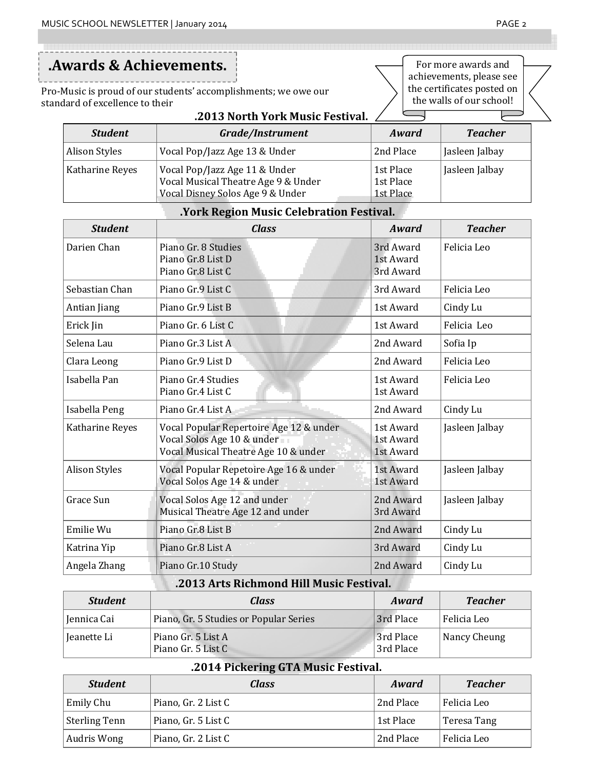## .Awards & Achievements.

Pro-Music is proud of our students' accomplishments; we owe our standard of excellence to their

For more awards and achievements, please see the certificates posted on the walls of our school!

### .2013 North York Music Festival.

| Student | Grade/Instrument | Award | Teacher |
|---|---|---|---|
| Alison Styles | Vocal Pop/Jazz Age 13 & Under | 2nd Place | Jasleen Jalbay |
| Katharine Reyes | Vocal Pop/Jazz Age 11 & Under<br>Vocal Musical Theatre Age 9 & Under<br>Vocal Disney Solos Age 9 & Under | 1st Place<br>1st Place<br>1st Place | Jasleen Jalbay |

### .York Region Music Celebration Festival.

| Student | Class | Award | Teacher |
|---|---|---|---|
| Darien Chan | Piano Gr. 8 Studies<br>Piano Gr.8 List D<br>Piano Gr.8 List C | 3rd Award<br>1st Award<br>3rd Award | Felicia Leo |
| Sebastian Chan | Piano Gr.9 List C | 3rd Award | Felicia Leo |
| Antian Jiang | Piano Gr.9 List B | 1st Award | Cindy Lu |
| Erick Jin | Piano Gr. 6 List C | 1st Award | Felicia Leo |
| Selena Lau | Piano Gr.3 List A | 2nd Award | Sofia Ip |
| Clara Leong | Piano Gr.9 List D | 2nd Award | Felicia Leo |
| Isabella Pan | Piano Gr.4 Studies<br>Piano Gr.4 List C | 1st Award<br>1st Award | Felicia Leo |
| Isabella Peng | Piano Gr.4 List A | 2nd Award | Cindy Lu |
| Katharine Reyes | Vocal Popular Repertoire Age 12 & under<br>Vocal Solos Age 10 & under<br>Vocal Musical Theatre Age 10 & under | 1st Award<br>1st Award<br>1st Award | Jasleen Jalbay |
| Alison Styles | Vocal Popular Repetoire Age 16 & under<br>Vocal Solos Age 14 & under | 1st Award<br>1st Award | Jasleen Jalbay |
| Grace Sun | Vocal Solos Age 12 and under<br>Musical Theatre Age 12 and under | 2nd Award<br>3rd Award | Jasleen Jalbay |
| Emilie Wu | Piano Gr.8 List B | 2nd Award | Cindy Lu |
| Katrina Yip | Piano Gr.8 List A | 3rd Award | Cindy Lu |
| Angela Zhang | Piano Gr.10 Study | 2nd Award | Cindy Lu |

### .2013 Arts Richmond Hill Music Festival.

| Student | Class | Award | Teacher |
|---|---|---|---|
| Jennica Cai | Piano, Gr. 5 Studies or Popular Series | 3rd Place | Felicia Leo |
| Jeanette Li | Piano Gr. 5 List A<br>Piano Gr. 5 List C | 3rd Place<br>3rd Place | Nancy Cheung |

### .2014 Pickering GTA Music Festival.

| Student | Class | Award | Teacher |
|---|---|---|---|
| Emily Chu | Piano, Gr. 2 List C | 2nd Place | Felicia Leo |
| Sterling Tenn | Piano, Gr. 5 List C | 1st Place | Teresa Tang |
| Audris Wong | Piano, Gr. 2 List C | 2nd Place | Felicia Leo |